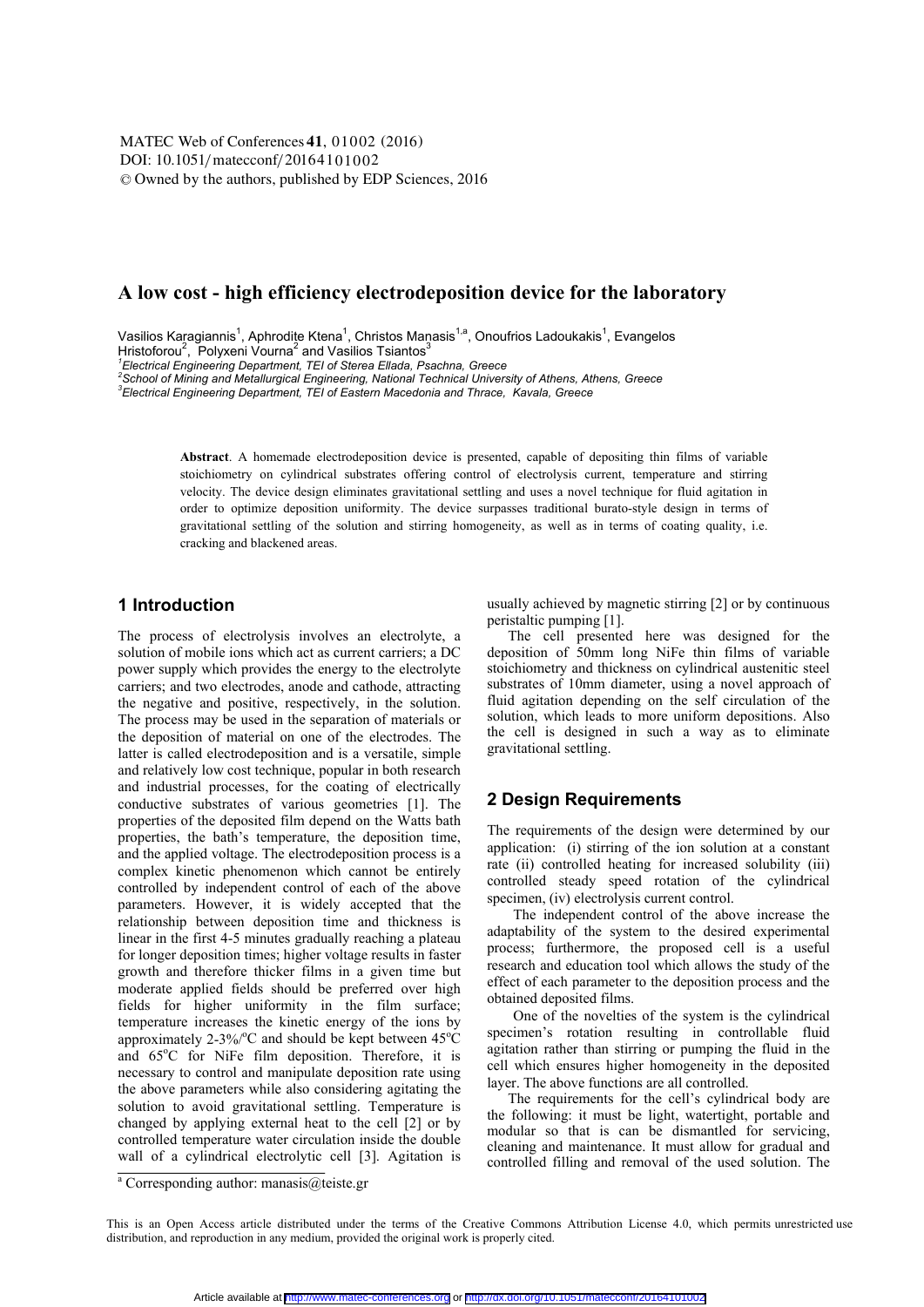# A low cost - high efficiency electrodeposition device for the laboratory

Vasilios Karagiannis[1], Aphrodite Ktena[1], Christos Manasis[1,a], Onoufrios Ladoukakis[1], Evangelos Hristoforou[2], Polyxeni Vourna[2] and Vasilios Tsiantos[3]

[1]*Electrical Engineering Department, TEI of Sterea Ellada, Psachna, Greece*
[2]*School of Mining and Metallurgical Engineering, National Technical University of Athens, Athens, Greece*
[3]*Electrical Engineering Department, TEI of Eastern Macedonia and Thrace, Kavala, Greece*

**Abstract**. A homemade electrodeposition device is presented, capable of depositing thin films of variable stoichiometry on cylindrical substrates offering control of electrolysis current, temperature and stirring velocity. The device design eliminates gravitational settling and uses a novel technique for fluid agitation in order to optimize deposition uniformity. The device surpasses traditional burato-style design in terms of gravitational settling of the solution and stirring homogeneity, as well as in terms of coating quality, i.e. cracking and blackened areas.

## 1 Introduction

The process of electrolysis involves an electrolyte, a solution of mobile ions which act as current carriers; a DC power supply which provides the energy to the electrolyte carriers; and two electrodes, anode and cathode, attracting the negative and positive, respectively, in the solution. The process may be used in the separation of materials or the deposition of material on one of the electrodes. The latter is called electrodeposition and is a versatile, simple and relatively low cost technique, popular in both research and industrial processes, for the coating of electrically conductive substrates of various geometries [1]. The properties of the deposited film depend on the Watts bath properties, the bath's temperature, the deposition time, and the applied voltage. The electrodeposition process is a complex kinetic phenomenon which cannot be entirely controlled by independent control of each of the above parameters. However, it is widely accepted that the relationship between deposition time and thickness is linear in the first 4-5 minutes gradually reaching a plateau for longer deposition times; higher voltage results in faster growth and therefore thicker films in a given time but moderate applied fields should be preferred over high fields for higher uniformity in the film surface; temperature increases the kinetic energy of the ions by approximately 2-3%/$^o$C and should be kept between 45$^o$C and 65$^o$C for NiFe film deposition. Therefore, it is necessary to control and manipulate deposition rate using the above parameters while also considering agitating the solution to avoid gravitational settling. Temperature is changed by applying external heat to the cell [2] or by controlled temperature water circulation inside the double wall of a cylindrical electrolytic cell [3]. Agitation is usually achieved by magnetic stirring [2] or by continuous peristaltic pumping [1].

The cell presented here was designed for the deposition of 50mm long NiFe thin films of variable stoichiometry and thickness on cylindrical austenitic steel substrates of 10mm diameter, using a novel approach of fluid agitation depending on the self circulation of the solution, which leads to more uniform depositions. Also the cell is designed in such a way as to eliminate gravitational settling.

## 2 Design Requirements

The requirements of the design were determined by our application: (i) stirring of the ion solution at a constant rate (ii) controlled heating for increased solubility (iii) controlled steady speed rotation of the cylindrical specimen, (iv) electrolysis current control.

The independent control of the above increase the adaptability of the system to the desired experimental process; furthermore, the proposed cell is a useful research and education tool which allows the study of the effect of each parameter to the deposition process and the obtained deposited films.

One of the novelties of the system is the cylindrical specimen's rotation resulting in controllable fluid agitation rather than stirring or pumping the fluid in the cell which ensures higher homogeneity in the deposited layer. The above functions are all controlled.

The requirements for the cell's cylindrical body are the following: it must be light, watertight, portable and modular so that is can be dismantled for servicing, cleaning and maintenance. It must allow for gradual and controlled filling and removal of the used solution. The

[a] Corresponding author: manasis@teiste.gr

This is an Open Access article distributed under the terms of the Creative Commons Attribution License 4.0, which permits unrestricted use distribution, and reproduction in any medium, provided the original work is properly cited.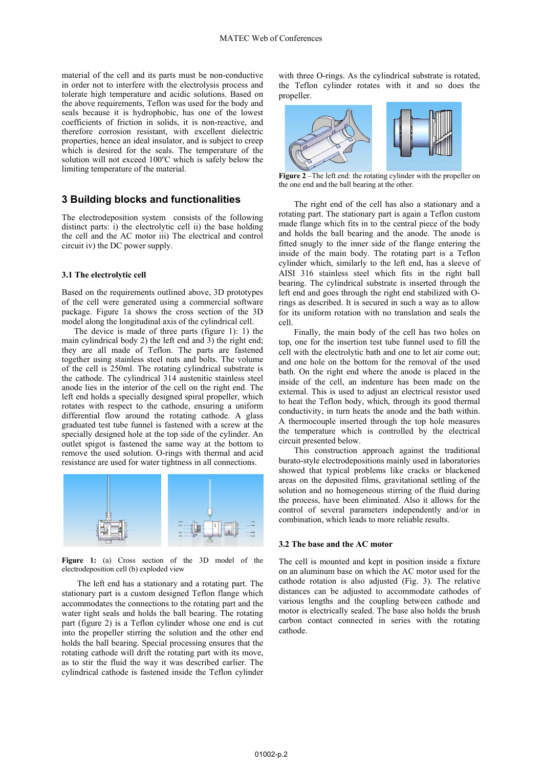material of the cell and its parts must be non-conductive in order not to interfere with the electrolysis process and tolerate high temperature and acidic solutions. Based on the above requirements, Teflon was used for the body and seals because it is hydrophobic, has one of the lowest coefficients of friction in solids, it is non-reactive, and therefore corrosion resistant, with excellent dielectric properties, hence an ideal insulator, and is subject to creep which is desired for the seals. The temperature of the solution will not exceed 100°C which is safely below the limiting temperature of the material.

## 3 Building blocks and functionalities

The electrodeposition system consists of the following distinct parts: i) the electrolytic cell ii) the base holding the cell and the AC motor iii) The electrical and control circuit iv) the DC power supply.

### 3.1 The electrolytic cell

Based on the requirements outlined above, 3D prototypes of the cell were generated using a commercial software package. Figure 1a shows the cross section of the 3D model along the longitudinal axis of the cylindrical cell.

The device is made of three parts (figure 1): 1) the main cylindrical body 2) the left end and 3) the right end; they are all made of Teflon. The parts are fastened together using stainless steel nuts and bolts. The volume of the cell is 250ml. The rotating cylindrical substrate is the cathode. The cylindrical 314 austenitic stainless steel anode lies in the interior of the cell on the right end. The left end holds a specially designed spiral propeller, which rotates with respect to the cathode, ensuring a uniform differential flow around the rotating cathode. A glass graduated test tube funnel is fastened with a screw at the specially designed hole at the top side of the cylinder. An outlet spigot is fastened the same way at the bottom to remove the used solution. O-rings with thermal and acid resistance are used for water tightness in all connections.

**Figure 1:** (a) Cross section of the 3D model of the electrodeposition cell (b) exploded view

The left end has a stationary and a rotating part. The stationary part is a custom designed Teflon flange which accommodates the connections to the rotating part and the water tight seals and holds the ball bearing. The rotating part (figure 2) is a Teflon cylinder whose one end is cut into the propeller stirring the solution and the other end holds the ball bearing. Special processing ensures that the rotating cathode will drift the rotating part with its move, as to stir the fluid the way it was described earlier. The cylindrical cathode is fastened inside the Teflon cylinder with three O-rings. As the cylindrical substrate is rotated, the Teflon cylinder rotates with it and so does the propeller.

**Figure 2** –The left end: the rotating cylinder with the propeller on the one end and the ball bearing at the other.

The right end of the cell has also a stationary and a rotating part. The stationary part is again a Teflon custom made flange which fits in to the central piece of the body and holds the ball bearing and the anode. The anode is fitted snugly to the inner side of the flange entering the inside of the main body. The rotating part is a Teflon cylinder which, similarly to the left end, has a sleeve of AISI 316 stainless steel which fits in the right ball bearing. The cylindrical substrate is inserted through the left end and goes through the right end stabilized with O-rings as described. It is secured in such a way as to allow for its uniform rotation with no translation and seals the cell.

Finally, the main body of the cell has two holes on top, one for the insertion test tube funnel used to fill the cell with the electrolytic bath and one to let air come out; and one hole on the bottom for the removal of the used bath. On the right end where the anode is placed in the inside of the cell, an indenture has been made on the external. This is used to adjust an electrical resistor used to heat the Teflon body, which, through its good thermal conductivity, in turn heats the anode and the bath within. A thermocouple inserted through the top hole measures the temperature which is controlled by the electrical circuit presented below.

This construction approach against the traditional burato-style electrodepositions mainly used in laboratories showed that typical problems like cracks or blackened areas on the deposited films, gravitational settling of the solution and no homogeneous stirring of the fluid during the process, have been eliminated. Also it allows for the control of several parameters independently and/or in combination, which leads to more reliable results.

### 3.2 The base and the AC motor

The cell is mounted and kept in position inside a fixture on an aluminum base on which the AC motor used for the cathode rotation is also adjusted (Fig. 3). The relative distances can be adjusted to accommodate cathodes of various lengths and the coupling between cathode and motor is electrically sealed. The base also holds the brush carbon contact connected in series with the rotating cathode.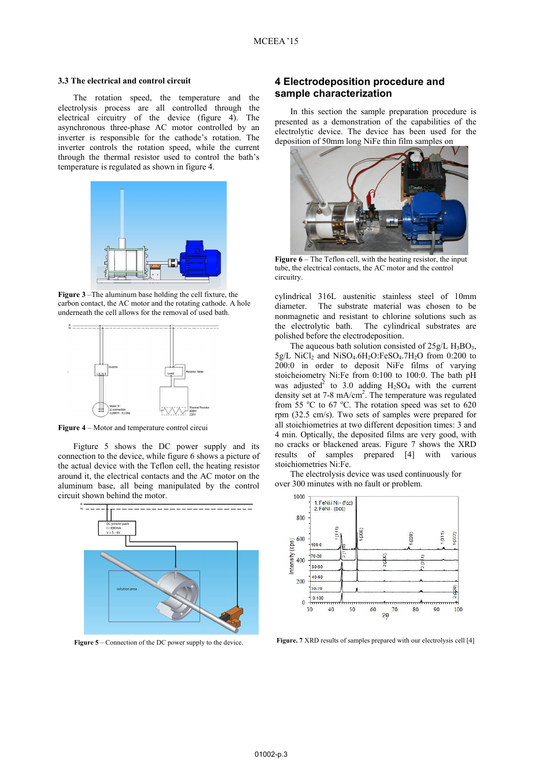### 3.3 The electrical and control circuit

The rotation speed, the temperature and the electrolysis process are all controlled through the electrical circuitry of the device (figure 4). The asynchronous three-phase AC motor controlled by an inverter is responsible for the cathode's rotation. The inverter controls the rotation speed, while the current through the thermal resistor used to control the bath's temperature is regulated as shown in figure 4.

**Figure 3** –The aluminum base holding the cell fixture, the carbon contact, the AC motor and the rotating cathode. A hole underneath the cell allows for the removal of used bath.

**Figure 4** – Motor and temperature control circui

Figure 5 shows the DC power supply and its connection to the device, while figure 6 shows a picture of the actual device with the Teflon cell, the heating resistor around it, the electrical contacts and the AC motor on the aluminum base, all being manipulated by the control circuit shown behind the motor.

**Figure 5** – Connection of the DC power supply to the device.

## 4 Electrodeposition procedure and sample characterization

In this section the sample preparation procedure is presented as a demonstration of the capabilities of the electrolytic device. The device has been used for the deposition of 50mm long NiFe thin film samples on

**Figure 6** – The Teflon cell, with the heating resistor, the input tube, the electrical contacts, the AC motor and the control circuitry.

cylindrical 316L austenitic stainless steel of 10mm diameter. The substrate material was chosen to be nonmagnetic and resistant to chlorine solutions such as the electrolytic bath. The cylindrical substrates are polished before the electrodeposition.

The aqueous bath solution consisted of 25g/L $H_3BO_3$, 5g/L $NiCl_2$ and $NiSO_4.6H_2O$:$FeSO_4.7H_2O$ from 0:200 to 200:0 in order to deposit NiFe films of varying stoichiometry Ni:Fe from 0:100 to 100:0. The bath pH was adjusted[2] to 3.0 adding $H_2SO_4$ with the current density set at 7-8 mA/cm$^2$. The temperature was regulated from 55 $^oC$ to 67 $^oC$. The rotation speed was set to 620 rpm (32.5 cm/s). Two sets of samples were prepared for all stoichiometries at two different deposition times: 3 and 4 min. Optically, the deposited films are very good, with no cracks or blackened areas. Figure 7 shows the XRD results of samples prepared [4] with various stoichiometries Ni:Fe.

The electrolysis device was used continuously for over 300 minutes with no fault or problem.

**Figure. 7** XRD results of samples prepared with our electrolysis cell [4]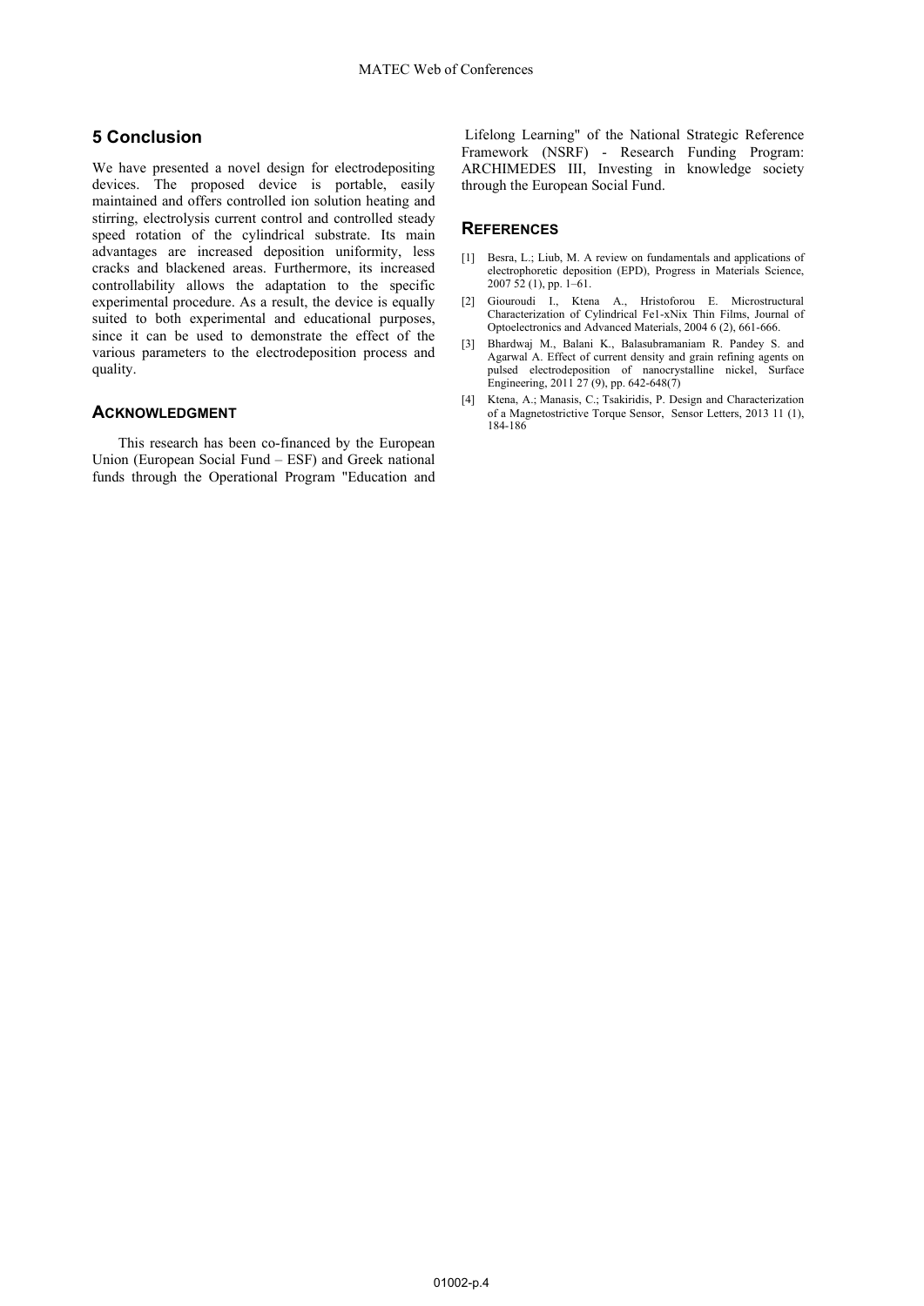## 5 Conclusion

We have presented a novel design for electrodepositing devices. The proposed device is portable, easily maintained and offers controlled ion solution heating and stirring, electrolysis current control and controlled steady speed rotation of the cylindrical substrate. Its main advantages are increased deposition uniformity, less cracks and blackened areas. Furthermore, its increased controllability allows the adaptation to the specific experimental procedure. As a result, the device is equally suited to both experimental and educational purposes, since it can be used to demonstrate the effect of the various parameters to the electrodeposition process and quality.

### ACKNOWLEDGMENT

This research has been co-financed by the European Union (European Social Fund – ESF) and Greek national funds through the Operational Program "Education and Lifelong Learning" of the National Strategic Reference Framework (NSRF) - Research Funding Program: ARCHIMEDES III, Investing in knowledge society through the European Social Fund.

### REFERENCES

[1] Besra, L.; Liub, M. A review on fundamentals and applications of electrophoretic deposition (EPD), Progress in Materials Science, 2007 52 (1), pp. 1–61.

[2] Giouroudi I., Ktena A., Hristoforou E. Microstructural Characterization of Cylindrical Fe1-xNix Thin Films, Journal of Optoelectronics and Advanced Materials, 2004 6 (2), 661-666.

[3] Bhardwaj M., Balani K., Balasubramaniam R. Pandey S. and Agarwal A. Effect of current density and grain refining agents on pulsed electrodeposition of nanocrystalline nickel, Surface Engineering, 2011 27 (9), pp. 642-648(7)

[4] Ktena, A.; Manasis, C.; Tsakiridis, P. Design and Characterization of a Magnetostrictive Torque Sensor, Sensor Letters, 2013 11 (1), 184-186